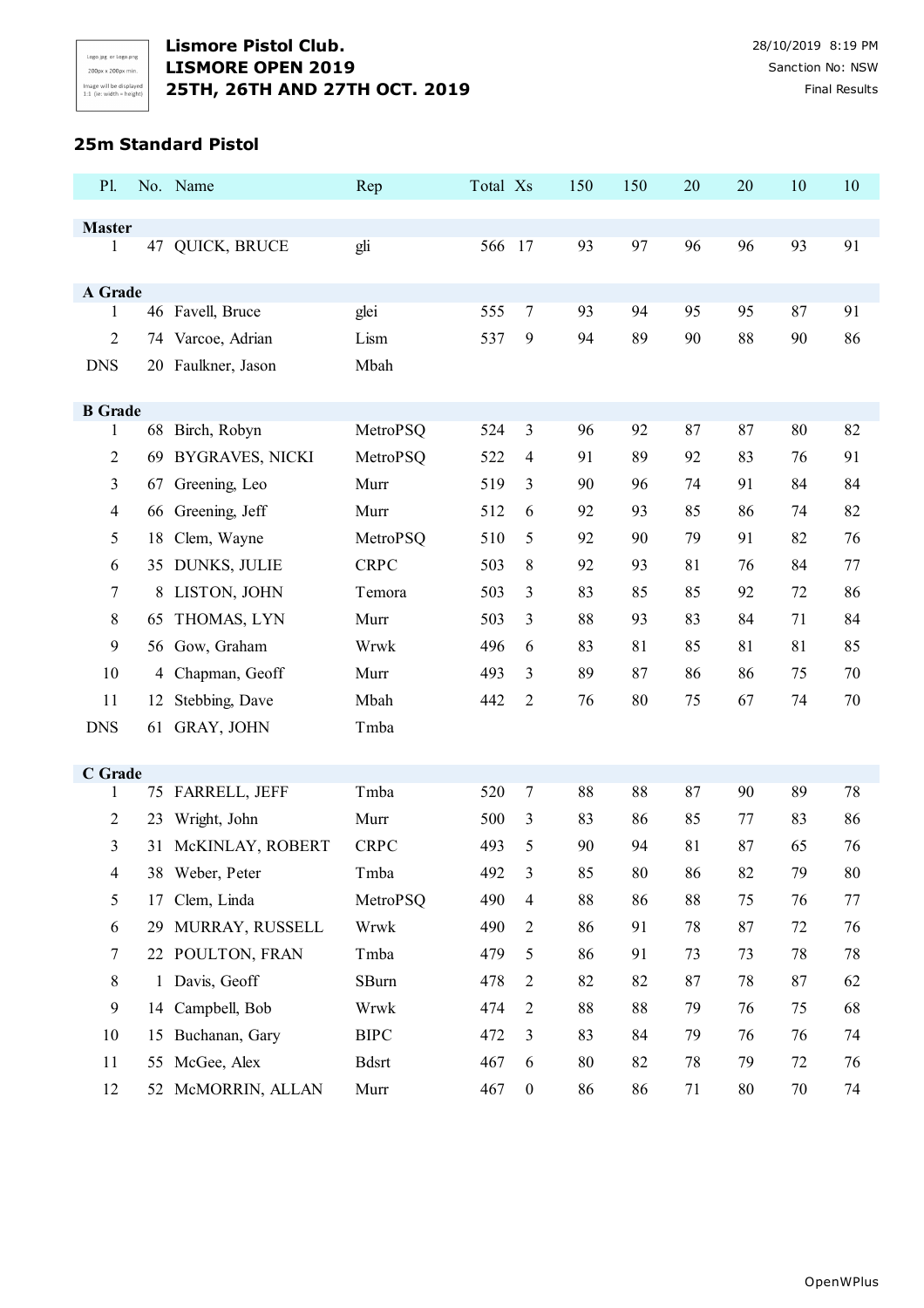**Lismore Pistol Club.**
**LISMORE OPEN 2019**
**25TH, 26TH AND 27TH OCT. 2019**

28/10/2019 8:19 PM
Sanction No: NSW
Final Results

## 25m Standard Pistol

| Pl. | No. | Name | Rep | Total | Xs | 150 | 150 | 20 | 20 | 10 | 10 |
|---|---|---|---|---|---|---|---|---|---|---|---|
| **Master** | | | | | | | | | | | |
| 1 | 47 | QUICK, BRUCE | gli | 566 | 17 | 93 | 97 | 96 | 96 | 93 | 91 |
| **A Grade** | | | | | | | | | | | |
| 1 | 46 | Favell, Bruce | glei | 555 | 7 | 93 | 94 | 95 | 95 | 87 | 91 |
| 2 | 74 | Varcoe, Adrian | Lism | 537 | 9 | 94 | 89 | 90 | 88 | 90 | 86 |
| DNS | 20 | Faulkner, Jason | Mbah | | | | | | | | |
| **B Grade** | | | | | | | | | | | |
| 1 | 68 | Birch, Robyn | MetroPSQ | 524 | 3 | 96 | 92 | 87 | 87 | 80 | 82 |
| 2 | 69 | BYGRAVES, NICKI | MetroPSQ | 522 | 4 | 91 | 89 | 92 | 83 | 76 | 91 |
| 3 | 67 | Greening, Leo | Murr | 519 | 3 | 90 | 96 | 74 | 91 | 84 | 84 |
| 4 | 66 | Greening, Jeff | Murr | 512 | 6 | 92 | 93 | 85 | 86 | 74 | 82 |
| 5 | 18 | Clem, Wayne | MetroPSQ | 510 | 5 | 92 | 90 | 79 | 91 | 82 | 76 |
| 6 | 35 | DUNKS, JULIE | CRPC | 503 | 8 | 92 | 93 | 81 | 76 | 84 | 77 |
| 7 | 8 | LISTON, JOHN | Temora | 503 | 3 | 83 | 85 | 85 | 92 | 72 | 86 |
| 8 | 65 | THOMAS, LYN | Murr | 503 | 3 | 88 | 93 | 83 | 84 | 71 | 84 |
| 9 | 56 | Gow, Graham | Wrwk | 496 | 6 | 83 | 81 | 85 | 81 | 81 | 85 |
| 10 | 4 | Chapman, Geoff | Murr | 493 | 3 | 89 | 87 | 86 | 86 | 75 | 70 |
| 11 | 12 | Stebbing, Dave | Mbah | 442 | 2 | 76 | 80 | 75 | 67 | 74 | 70 |
| DNS | 61 | GRAY, JOHN | Tmba | | | | | | | | |
| **C Grade** | | | | | | | | | | | |
| 1 | 75 | FARRELL, JEFF | Tmba | 520 | 7 | 88 | 88 | 87 | 90 | 89 | 78 |
| 2 | 23 | Wright, John | Murr | 500 | 3 | 83 | 86 | 85 | 77 | 83 | 86 |
| 3 | 31 | McKINLAY, ROBERT | CRPC | 493 | 5 | 90 | 94 | 81 | 87 | 65 | 76 |
| 4 | 38 | Weber, Peter | Tmba | 492 | 3 | 85 | 80 | 86 | 82 | 79 | 80 |
| 5 | 17 | Clem, Linda | MetroPSQ | 490 | 4 | 88 | 86 | 88 | 75 | 76 | 77 |
| 6 | 29 | MURRAY, RUSSELL | Wrwk | 490 | 2 | 86 | 91 | 78 | 87 | 72 | 76 |
| 7 | 22 | POULTON, FRAN | Tmba | 479 | 5 | 86 | 91 | 73 | 73 | 78 | 78 |
| 8 | 1 | Davis, Geoff | SBurn | 478 | 2 | 82 | 82 | 87 | 78 | 87 | 62 |
| 9 | 14 | Campbell, Bob | Wrwk | 474 | 2 | 88 | 88 | 79 | 76 | 75 | 68 |
| 10 | 15 | Buchanan, Gary | BIPC | 472 | 3 | 83 | 84 | 79 | 76 | 76 | 74 |
| 11 | 55 | McGee, Alex | Bdsrt | 467 | 6 | 80 | 82 | 78 | 79 | 72 | 76 |
| 12 | 52 | McMORRIN, ALLAN | Murr | 467 | 0 | 86 | 86 | 71 | 80 | 70 | 74 |

OpenWPlus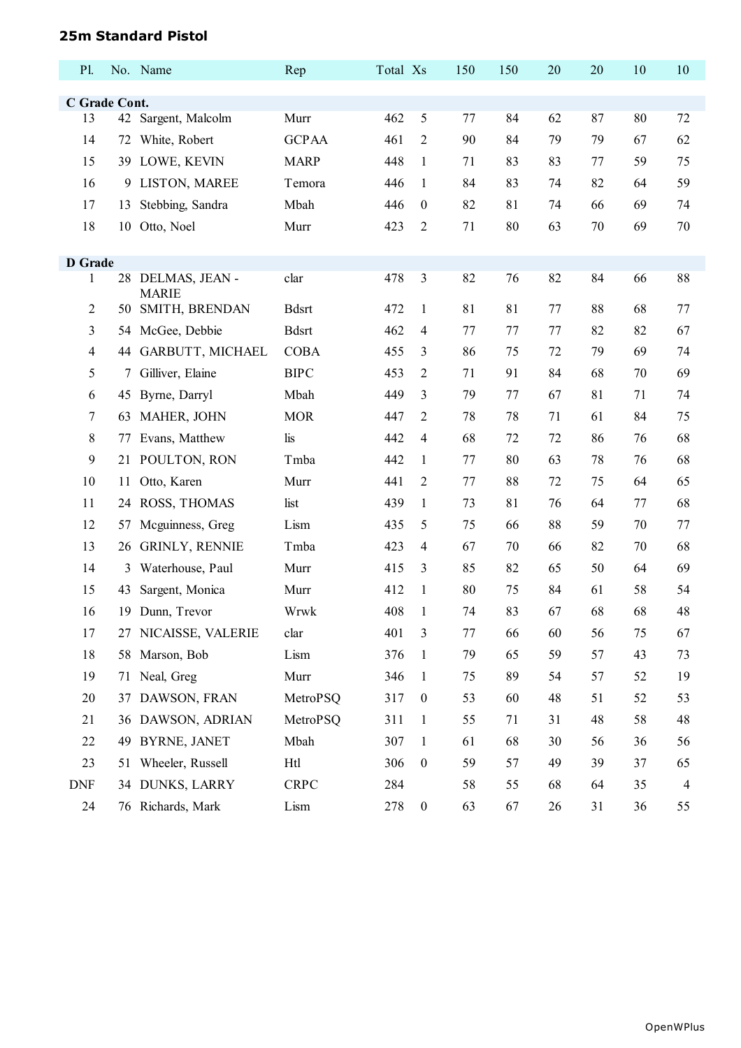## 25m Standard Pistol

| Pl. | No. | Name | Rep | Total | Xs | 150 | 150 | 20 | 20 | 10 | 10 |
|---|---|---|---|---|---|---|---|---|---|---|---|
| **C Grade Cont.** | | | | | | | | | | | |
| 13 | 42 | Sargent, Malcolm | Murr | 462 | 5 | 77 | 84 | 62 | 87 | 80 | 72 |
| 14 | 72 | White, Robert | GCPAA | 461 | 2 | 90 | 84 | 79 | 79 | 67 | 62 |
| 15 | 39 | LOWE, KEVIN | MARP | 448 | 1 | 71 | 83 | 83 | 77 | 59 | 75 |
| 16 | 9 | LISTON, MAREE | Temora | 446 | 1 | 84 | 83 | 74 | 82 | 64 | 59 |
| 17 | 13 | Stebbing, Sandra | Mbah | 446 | 0 | 82 | 81 | 74 | 66 | 69 | 74 |
| 18 | 10 | Otto, Noel | Murr | 423 | 2 | 71 | 80 | 63 | 70 | 69 | 70 |
| **D Grade** | | | | | | | | | | | |
| 1 | 28 | DELMAS, JEAN - MARIE | clar | 478 | 3 | 82 | 76 | 82 | 84 | 66 | 88 |
| 2 | 50 | SMITH, BRENDAN | Bdsrt | 472 | 1 | 81 | 81 | 77 | 88 | 68 | 77 |
| 3 | 54 | McGee, Debbie | Bdsrt | 462 | 4 | 77 | 77 | 77 | 82 | 82 | 67 |
| 4 | 44 | GARBUTT, MICHAEL | COBA | 455 | 3 | 86 | 75 | 72 | 79 | 69 | 74 |
| 5 | 7 | Gilliver, Elaine | BIPC | 453 | 2 | 71 | 91 | 84 | 68 | 70 | 69 |
| 6 | 45 | Byrne, Darryl | Mbah | 449 | 3 | 79 | 77 | 67 | 81 | 71 | 74 |
| 7 | 63 | MAHER, JOHN | MOR | 447 | 2 | 78 | 78 | 71 | 61 | 84 | 75 |
| 8 | 77 | Evans, Matthew | lis | 442 | 4 | 68 | 72 | 72 | 86 | 76 | 68 |
| 9 | 21 | POULTON, RON | Tmba | 442 | 1 | 77 | 80 | 63 | 78 | 76 | 68 |
| 10 | 11 | Otto, Karen | Murr | 441 | 2 | 77 | 88 | 72 | 75 | 64 | 65 |
| 11 | 24 | ROSS, THOMAS | list | 439 | 1 | 73 | 81 | 76 | 64 | 77 | 68 |
| 12 | 57 | Mcguinness, Greg | Lism | 435 | 5 | 75 | 66 | 88 | 59 | 70 | 77 |
| 13 | 26 | GRINLY, RENNIE | Tmba | 423 | 4 | 67 | 70 | 66 | 82 | 70 | 68 |
| 14 | 3 | Waterhouse, Paul | Murr | 415 | 3 | 85 | 82 | 65 | 50 | 64 | 69 |
| 15 | 43 | Sargent, Monica | Murr | 412 | 1 | 80 | 75 | 84 | 61 | 58 | 54 |
| 16 | 19 | Dunn, Trevor | Wrwk | 408 | 1 | 74 | 83 | 67 | 68 | 68 | 48 |
| 17 | 27 | NICAISSE, VALERIE | clar | 401 | 3 | 77 | 66 | 60 | 56 | 75 | 67 |
| 18 | 58 | Marson, Bob | Lism | 376 | 1 | 79 | 65 | 59 | 57 | 43 | 73 |
| 19 | 71 | Neal, Greg | Murr | 346 | 1 | 75 | 89 | 54 | 57 | 52 | 19 |
| 20 | 37 | DAWSON, FRAN | MetroPSQ | 317 | 0 | 53 | 60 | 48 | 51 | 52 | 53 |
| 21 | 36 | DAWSON, ADRIAN | MetroPSQ | 311 | 1 | 55 | 71 | 31 | 48 | 58 | 48 |
| 22 | 49 | BYRNE, JANET | Mbah | 307 | 1 | 61 | 68 | 30 | 56 | 36 | 56 |
| 23 | 51 | Wheeler, Russell | Htl | 306 | 0 | 59 | 57 | 49 | 39 | 37 | 65 |
| DNF | 34 | DUNKS, LARRY | CRPC | 284 | | 58 | 55 | 68 | 64 | 35 | 4 |
| 24 | 76 | Richards, Mark | Lism | 278 | 0 | 63 | 67 | 26 | 31 | 36 | 55 |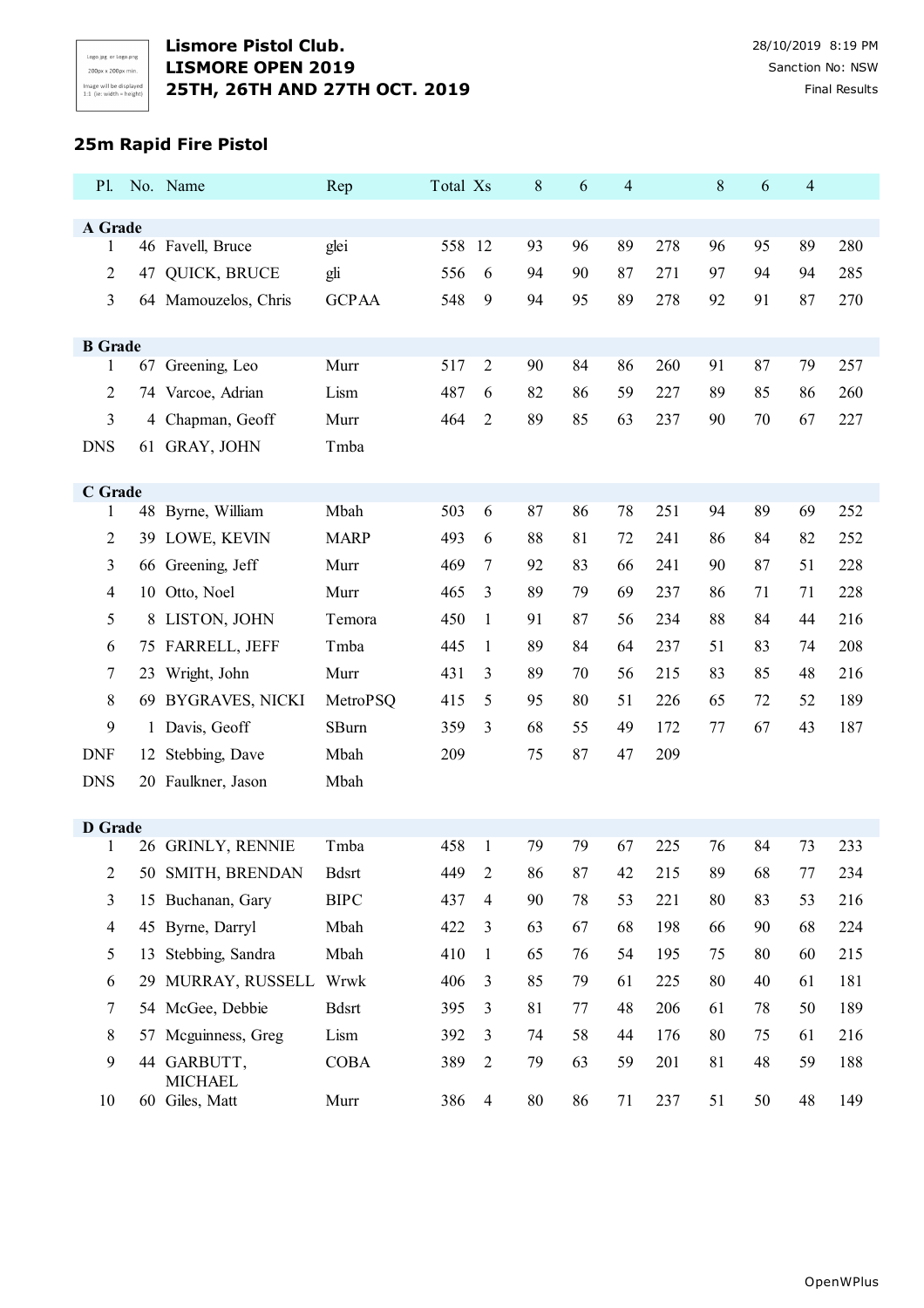**Lismore Pistol Club.**
**LISMORE OPEN 2019**
**25TH, 26TH AND 27TH OCT. 2019**

28/10/2019 8:19 PM
Sanction No: NSW
Final Results

## 25m Rapid Fire Pistol

| Pl. | No. | Name | Rep | Total | Xs | 8 | 6 | 4 | | 8 | 6 | 4 | |
|---|---|---|---|---|---|---|---|---|---|---|---|---|---|
| **A Grade** | | | | | | | | | | | | | |
| 1 | 46 | Favell, Bruce | glei | 558 | 12 | 93 | 96 | 89 | 278 | 96 | 95 | 89 | 280 |
| 2 | 47 | QUICK, BRUCE | gli | 556 | 6 | 94 | 90 | 87 | 271 | 97 | 94 | 94 | 285 |
| 3 | 64 | Mamouzelos, Chris | GCPAA | 548 | 9 | 94 | 95 | 89 | 278 | 92 | 91 | 87 | 270 |
| **B Grade** | | | | | | | | | | | | | |
| 1 | 67 | Greening, Leo | Murr | 517 | 2 | 90 | 84 | 86 | 260 | 91 | 87 | 79 | 257 |
| 2 | 74 | Varcoe, Adrian | Lism | 487 | 6 | 82 | 86 | 59 | 227 | 89 | 85 | 86 | 260 |
| 3 | 4 | Chapman, Geoff | Murr | 464 | 2 | 89 | 85 | 63 | 237 | 90 | 70 | 67 | 227 |
| DNS | 61 | GRAY, JOHN | Tmba | | | | | | | | | | |
| **C Grade** | | | | | | | | | | | | | |
| 1 | 48 | Byrne, William | Mbah | 503 | 6 | 87 | 86 | 78 | 251 | 94 | 89 | 69 | 252 |
| 2 | 39 | LOWE, KEVIN | MARP | 493 | 6 | 88 | 81 | 72 | 241 | 86 | 84 | 82 | 252 |
| 3 | 66 | Greening, Jeff | Murr | 469 | 7 | 92 | 83 | 66 | 241 | 90 | 87 | 51 | 228 |
| 4 | 10 | Otto, Noel | Murr | 465 | 3 | 89 | 79 | 69 | 237 | 86 | 71 | 71 | 228 |
| 5 | 8 | LISTON, JOHN | Temora | 450 | 1 | 91 | 87 | 56 | 234 | 88 | 84 | 44 | 216 |
| 6 | 75 | FARRELL, JEFF | Tmba | 445 | 1 | 89 | 84 | 64 | 237 | 51 | 83 | 74 | 208 |
| 7 | 23 | Wright, John | Murr | 431 | 3 | 89 | 70 | 56 | 215 | 83 | 85 | 48 | 216 |
| 8 | 69 | BYGRAVES, NICKI | MetroPSQ | 415 | 5 | 95 | 80 | 51 | 226 | 65 | 72 | 52 | 189 |
| 9 | 1 | Davis, Geoff | SBurn | 359 | 3 | 68 | 55 | 49 | 172 | 77 | 67 | 43 | 187 |
| DNF | 12 | Stebbing, Dave | Mbah | 209 | | 75 | 87 | 47 | 209 | | | | |
| DNS | 20 | Faulkner, Jason | Mbah | | | | | | | | | | |
| **D Grade** | | | | | | | | | | | | | |
| 1 | 26 | GRINLY, RENNIE | Tmba | 458 | 1 | 79 | 79 | 67 | 225 | 76 | 84 | 73 | 233 |
| 2 | 50 | SMITH, BRENDAN | Bdsrt | 449 | 2 | 86 | 87 | 42 | 215 | 89 | 68 | 77 | 234 |
| 3 | 15 | Buchanan, Gary | BIPC | 437 | 4 | 90 | 78 | 53 | 221 | 80 | 83 | 53 | 216 |
| 4 | 45 | Byrne, Darryl | Mbah | 422 | 3 | 63 | 67 | 68 | 198 | 66 | 90 | 68 | 224 |
| 5 | 13 | Stebbing, Sandra | Mbah | 410 | 1 | 65 | 76 | 54 | 195 | 75 | 80 | 60 | 215 |
| 6 | 29 | MURRAY, RUSSELL | Wrwk | 406 | 3 | 85 | 79 | 61 | 225 | 80 | 40 | 61 | 181 |
| 7 | 54 | McGee, Debbie | Bdsrt | 395 | 3 | 81 | 77 | 48 | 206 | 61 | 78 | 50 | 189 |
| 8 | 57 | Mcguinness, Greg | Lism | 392 | 3 | 74 | 58 | 44 | 176 | 80 | 75 | 61 | 216 |
| 9 | 44 | GARBUTT, MICHAEL | COBA | 389 | 2 | 79 | 63 | 59 | 201 | 81 | 48 | 59 | 188 |
| 10 | 60 | Giles, Matt | Murr | 386 | 4 | 80 | 86 | 71 | 237 | 51 | 50 | 48 | 149 |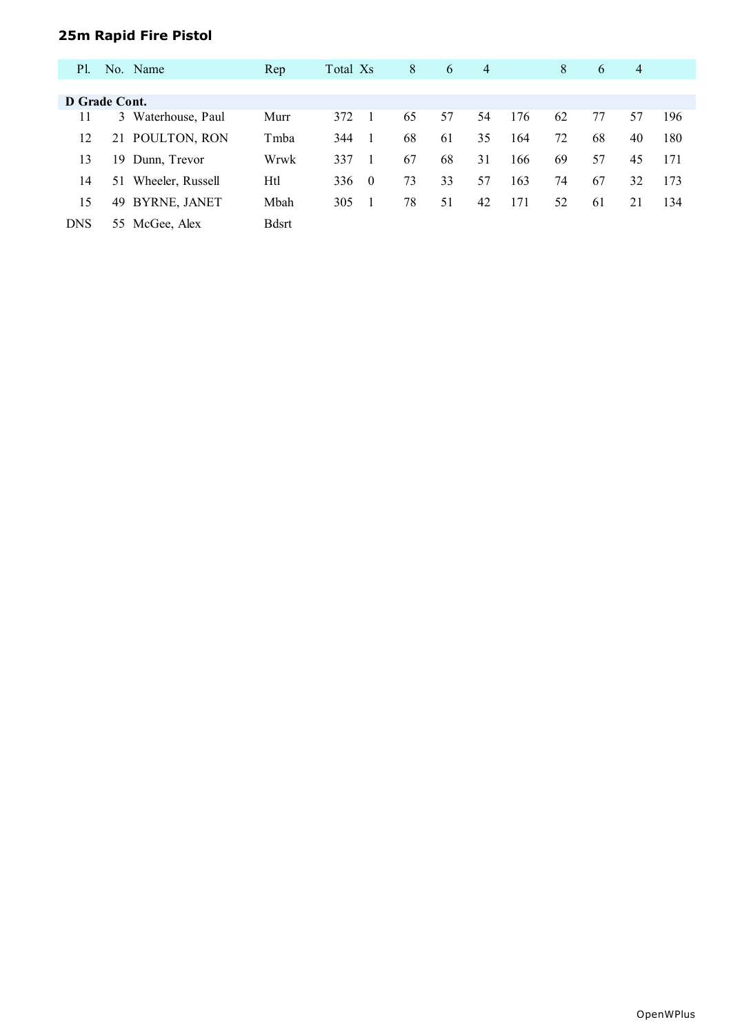## 25m Rapid Fire Pistol

| Pl. | No. | Name | Rep | Total | Xs | 8 | 6 | 4 | | 8 | 6 | 4 | |
|---|---|---|---|---|---|---|---|---|---|---|---|---|---|
| **D Grade Cont.** | | | | | | | | | | | | | |
| 11 | 3 | Waterhouse, Paul | Murr | 372 | 1 | 65 | 57 | 54 | 176 | 62 | 77 | 57 | 196 |
| 12 | 21 | POULTON, RON | Tmba | 344 | 1 | 68 | 61 | 35 | 164 | 72 | 68 | 40 | 180 |
| 13 | 19 | Dunn, Trevor | Wrwk | 337 | 1 | 67 | 68 | 31 | 166 | 69 | 57 | 45 | 171 |
| 14 | 51 | Wheeler, Russell | Htl | 336 | 0 | 73 | 33 | 57 | 163 | 74 | 67 | 32 | 173 |
| 15 | 49 | BYRNE, JANET | Mbah | 305 | 1 | 78 | 51 | 42 | 171 | 52 | 61 | 21 | 134 |
| DNS | 55 | McGee, Alex | Bdsrt | | | | | | | | | | |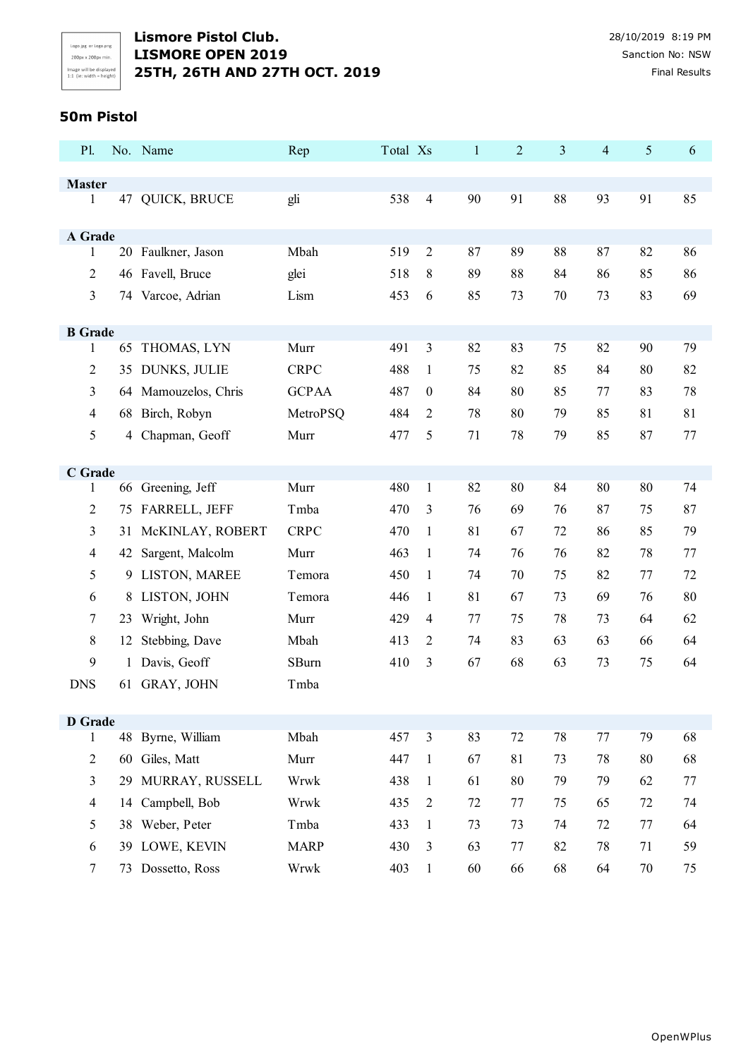**Lismore Pistol Club.**
**LISMORE OPEN 2019**
**25TH, 26TH AND 27TH OCT. 2019**

28/10/2019 8:19 PM
Sanction No: NSW
Final Results

### 50m Pistol

| Pl. | No. | Name | Rep | Total | Xs | 1 | 2 | 3 | 4 | 5 | 6 |
|---|---|---|---|---|---|---|---|---|---|---|---|
| **Master** | | | | | | | | | | | |
| 1 | 47 | QUICK, BRUCE | gli | 538 | 4 | 90 | 91 | 88 | 93 | 91 | 85 |
| **A Grade** | | | | | | | | | | | |
| 1 | 20 | Faulkner, Jason | Mbah | 519 | 2 | 87 | 89 | 88 | 87 | 82 | 86 |
| 2 | 46 | Favell, Bruce | glei | 518 | 8 | 89 | 88 | 84 | 86 | 85 | 86 |
| 3 | 74 | Varcoe, Adrian | Lism | 453 | 6 | 85 | 73 | 70 | 73 | 83 | 69 |
| **B Grade** | | | | | | | | | | | |
| 1 | 65 | THOMAS, LYN | Murr | 491 | 3 | 82 | 83 | 75 | 82 | 90 | 79 |
| 2 | 35 | DUNKS, JULIE | CRPC | 488 | 1 | 75 | 82 | 85 | 84 | 80 | 82 |
| 3 | 64 | Mamouzelos, Chris | GCPAA | 487 | 0 | 84 | 80 | 85 | 77 | 83 | 78 |
| 4 | 68 | Birch, Robyn | MetroPSQ | 484 | 2 | 78 | 80 | 79 | 85 | 81 | 81 |
| 5 | 4 | Chapman, Geoff | Murr | 477 | 5 | 71 | 78 | 79 | 85 | 87 | 77 |
| **C Grade** | | | | | | | | | | | |
| 1 | 66 | Greening, Jeff | Murr | 480 | 1 | 82 | 80 | 84 | 80 | 80 | 74 |
| 2 | 75 | FARRELL, JEFF | Tmba | 470 | 3 | 76 | 69 | 76 | 87 | 75 | 87 |
| 3 | 31 | McKINLAY, ROBERT | CRPC | 470 | 1 | 81 | 67 | 72 | 86 | 85 | 79 |
| 4 | 42 | Sargent, Malcolm | Murr | 463 | 1 | 74 | 76 | 76 | 82 | 78 | 77 |
| 5 | 9 | LISTON, MAREE | Temora | 450 | 1 | 74 | 70 | 75 | 82 | 77 | 72 |
| 6 | 8 | LISTON, JOHN | Temora | 446 | 1 | 81 | 67 | 73 | 69 | 76 | 80 |
| 7 | 23 | Wright, John | Murr | 429 | 4 | 77 | 75 | 78 | 73 | 64 | 62 |
| 8 | 12 | Stebbing, Dave | Mbah | 413 | 2 | 74 | 83 | 63 | 63 | 66 | 64 |
| 9 | 1 | Davis, Geoff | SBurn | 410 | 3 | 67 | 68 | 63 | 73 | 75 | 64 |
| DNS | 61 | GRAY, JOHN | Tmba | | | | | | | | |
| **D Grade** | | | | | | | | | | | |
| 1 | 48 | Byrne, William | Mbah | 457 | 3 | 83 | 72 | 78 | 77 | 79 | 68 |
| 2 | 60 | Giles, Matt | Murr | 447 | 1 | 67 | 81 | 73 | 78 | 80 | 68 |
| 3 | 29 | MURRAY, RUSSELL | Wrwk | 438 | 1 | 61 | 80 | 79 | 79 | 62 | 77 |
| 4 | 14 | Campbell, Bob | Wrwk | 435 | 2 | 72 | 77 | 75 | 65 | 72 | 74 |
| 5 | 38 | Weber, Peter | Tmba | 433 | 1 | 73 | 73 | 74 | 72 | 77 | 64 |
| 6 | 39 | LOWE, KEVIN | MARP | 430 | 3 | 63 | 77 | 82 | 78 | 71 | 59 |
| 7 | 73 | Dossetto, Ross | Wrwk | 403 | 1 | 60 | 66 | 68 | 64 | 70 | 75 |

OpenWPlus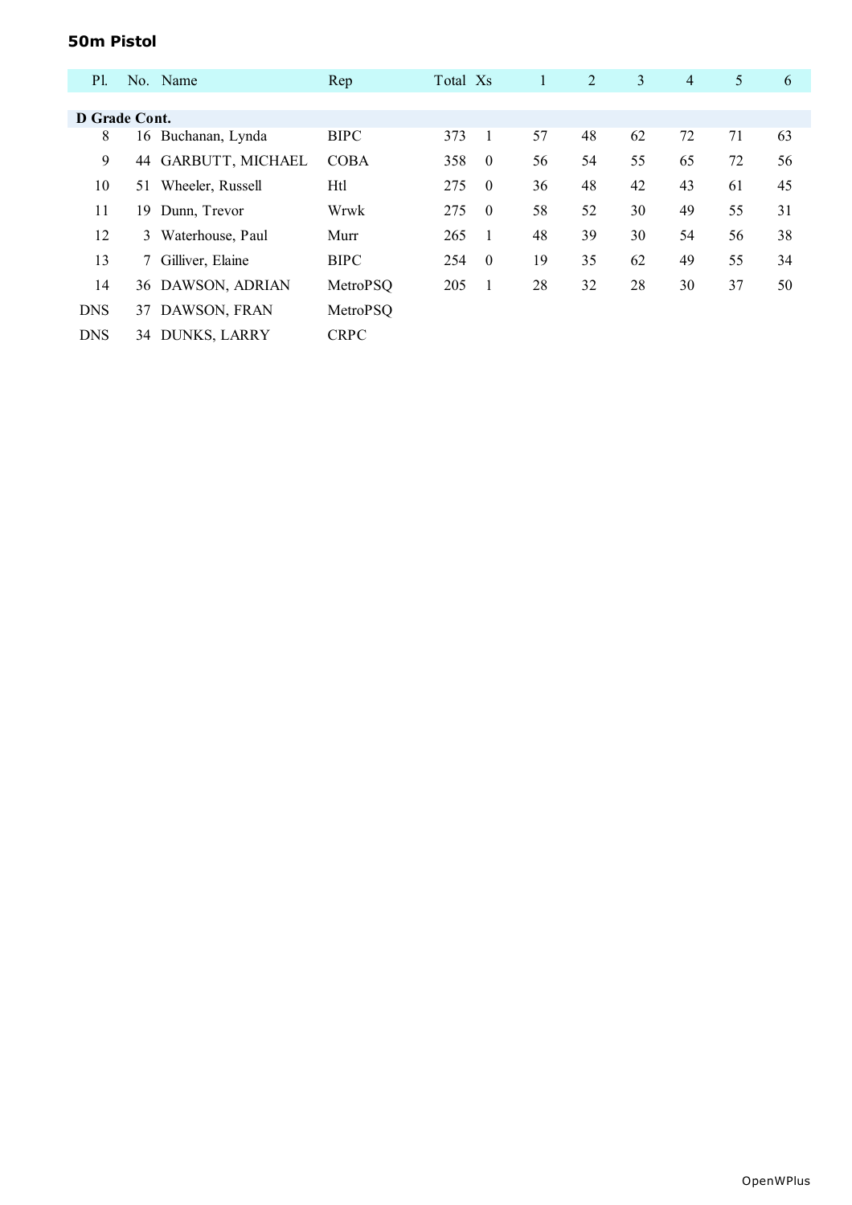## 50m Pistol

| Pl. | No. | Name | Rep | Total | Xs | 1 | 2 | 3 | 4 | 5 | 6 |
|---|---|---|---|---|---|---|---|---|---|---|---|
| **D Grade Cont.** | | | | | | | | | | | |
| 8 | 16 | Buchanan, Lynda | BIPC | 373 | 1 | 57 | 48 | 62 | 72 | 71 | 63 |
| 9 | 44 | GARBUTT, MICHAEL | COBA | 358 | 0 | 56 | 54 | 55 | 65 | 72 | 56 |
| 10 | 51 | Wheeler, Russell | Htl | 275 | 0 | 36 | 48 | 42 | 43 | 61 | 45 |
| 11 | 19 | Dunn, Trevor | Wrwk | 275 | 0 | 58 | 52 | 30 | 49 | 55 | 31 |
| 12 | 3 | Waterhouse, Paul | Murr | 265 | 1 | 48 | 39 | 30 | 54 | 56 | 38 |
| 13 | 7 | Gilliver, Elaine | BIPC | 254 | 0 | 19 | 35 | 62 | 49 | 55 | 34 |
| 14 | 36 | DAWSON, ADRIAN | MetroPSQ | 205 | 1 | 28 | 32 | 28 | 30 | 37 | 50 |
| DNS | 37 | DAWSON, FRAN | MetroPSQ | | | | | | | | |
| DNS | 34 | DUNKS, LARRY | CRPC | | | | | | | | |

OpenWPlus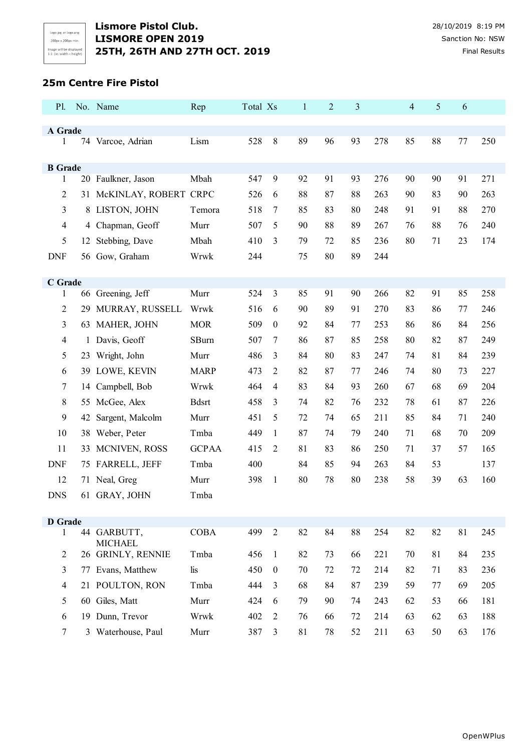**Lismore Pistol Club.**
**LISMORE OPEN 2019**
**25TH, 26TH AND 27TH OCT. 2019**

28/10/2019 8:19 PM
Sanction No: NSW
Final Results

## 25m Centre Fire Pistol

| Pl. | No. | Name | Rep | Total | Xs | 1 | 2 | 3 | | 4 | 5 | 6 | |
|---|---|---|---|---|---|---|---|---|---|---|---|---|---|
| **A Grade** | | | | | | | | | | | | | |
| 1 | 74 | Varcoe, Adrian | Lism | 528 | 8 | 89 | 96 | 93 | 278 | 85 | 88 | 77 | 250 |
| **B Grade** | | | | | | | | | | | | | |
| 1 | 20 | Faulkner, Jason | Mbah | 547 | 9 | 92 | 91 | 93 | 276 | 90 | 90 | 91 | 271 |
| 2 | 31 | McKINLAY, ROBERT | CRPC | 526 | 6 | 88 | 87 | 88 | 263 | 90 | 83 | 90 | 263 |
| 3 | 8 | LISTON, JOHN | Temora | 518 | 7 | 85 | 83 | 80 | 248 | 91 | 91 | 88 | 270 |
| 4 | 4 | Chapman, Geoff | Murr | 507 | 5 | 90 | 88 | 89 | 267 | 76 | 88 | 76 | 240 |
| 5 | 12 | Stebbing, Dave | Mbah | 410 | 3 | 79 | 72 | 85 | 236 | 80 | 71 | 23 | 174 |
| DNF | 56 | Gow, Graham | Wrwk | 244 | | 75 | 80 | 89 | 244 | | | | |
| **C Grade** | | | | | | | | | | | | | |
| 1 | 66 | Greening, Jeff | Murr | 524 | 3 | 85 | 91 | 90 | 266 | 82 | 91 | 85 | 258 |
| 2 | 29 | MURRAY, RUSSELL | Wrwk | 516 | 6 | 90 | 89 | 91 | 270 | 83 | 86 | 77 | 246 |
| 3 | 63 | MAHER, JOHN | MOR | 509 | 0 | 92 | 84 | 77 | 253 | 86 | 86 | 84 | 256 |
| 4 | 1 | Davis, Geoff | SBurn | 507 | 7 | 86 | 87 | 85 | 258 | 80 | 82 | 87 | 249 |
| 5 | 23 | Wright, John | Murr | 486 | 3 | 84 | 80 | 83 | 247 | 74 | 81 | 84 | 239 |
| 6 | 39 | LOWE, KEVIN | MARP | 473 | 2 | 82 | 87 | 77 | 246 | 74 | 80 | 73 | 227 |
| 7 | 14 | Campbell, Bob | Wrwk | 464 | 4 | 83 | 84 | 93 | 260 | 67 | 68 | 69 | 204 |
| 8 | 55 | McGee, Alex | Bdsrt | 458 | 3 | 74 | 82 | 76 | 232 | 78 | 61 | 87 | 226 |
| 9 | 42 | Sargent, Malcolm | Murr | 451 | 5 | 72 | 74 | 65 | 211 | 85 | 84 | 71 | 240 |
| 10 | 38 | Weber, Peter | Tmba | 449 | 1 | 87 | 74 | 79 | 240 | 71 | 68 | 70 | 209 |
| 11 | 33 | MCNIVEN, ROSS | GCPAA | 415 | 2 | 81 | 83 | 86 | 250 | 71 | 37 | 57 | 165 |
| DNF | 75 | FARRELL, JEFF | Tmba | 400 | | 84 | 85 | 94 | 263 | 84 | 53 | | 137 |
| 12 | 71 | Neal, Greg | Murr | 398 | 1 | 80 | 78 | 80 | 238 | 58 | 39 | 63 | 160 |
| DNS | 61 | GRAY, JOHN | Tmba | | | | | | | | | | |
| **D Grade** | | | | | | | | | | | | | |
| 1 | 44 | GARBUTT, MICHAEL | COBA | 499 | 2 | 82 | 84 | 88 | 254 | 82 | 82 | 81 | 245 |
| 2 | 26 | GRINLY, RENNIE | Tmba | 456 | 1 | 82 | 73 | 66 | 221 | 70 | 81 | 84 | 235 |
| 3 | 77 | Evans, Matthew | lis | 450 | 0 | 70 | 72 | 72 | 214 | 82 | 71 | 83 | 236 |
| 4 | 21 | POULTON, RON | Tmba | 444 | 3 | 68 | 84 | 87 | 239 | 59 | 77 | 69 | 205 |
| 5 | 60 | Giles, Matt | Murr | 424 | 6 | 79 | 90 | 74 | 243 | 62 | 53 | 66 | 181 |
| 6 | 19 | Dunn, Trevor | Wrwk | 402 | 2 | 76 | 66 | 72 | 214 | 63 | 62 | 63 | 188 |
| 7 | 3 | Waterhouse, Paul | Murr | 387 | 3 | 81 | 78 | 52 | 211 | 63 | 50 | 63 | 176 |

OpenWPlus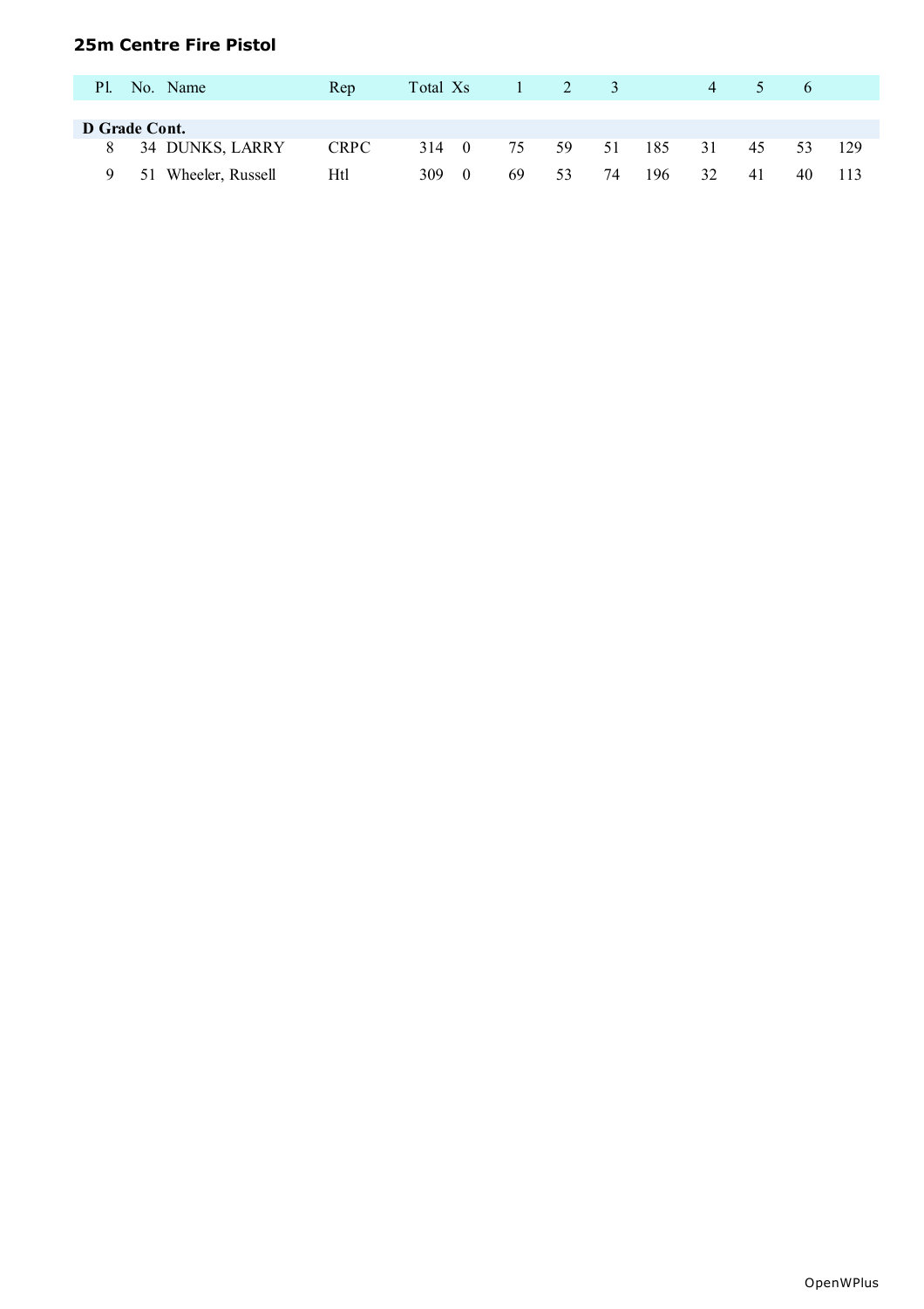## 25m Centre Fire Pistol

| Pl. | No. | Name | Rep | Total | Xs | 1 | 2 | 3 | | 4 | 5 | 6 | |
|---|---|---|---|---|---|---|---|---|---|---|---|---|---|
| **D Grade Cont.** | | | | | | | | | | | | | |
| 8 | 34 | DUNKS, LARRY | CRPC | 314 | 0 | 75 | 59 | 51 | 185 | 31 | 45 | 53 | 129 |
| 9 | 51 | Wheeler, Russell | Htl | 309 | 0 | 69 | 53 | 74 | 196 | 32 | 41 | 40 | 113 |

OpenWPlus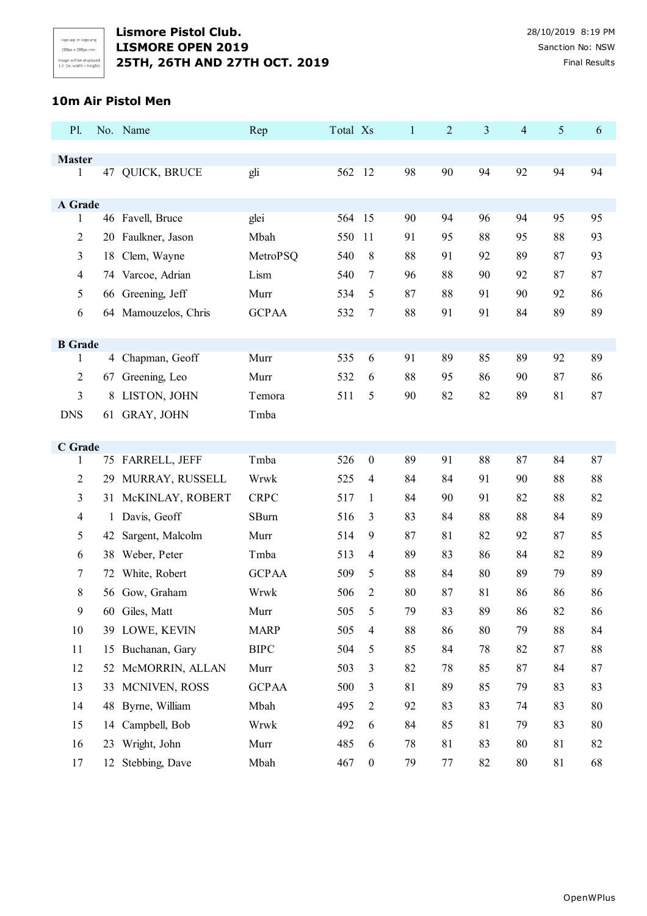**Lismore Pistol Club.**
**LISMORE OPEN 2019**
**25TH, 26TH AND 27TH OCT. 2019**

28/10/2019 8:19 PM
Sanction No: NSW
Final Results

### 10m Air Pistol Men

| Pl. | No. | Name | Rep | Total | Xs | 1 | 2 | 3 | 4 | 5 | 6 |
|---|---|---|---|---|---|---|---|---|---|---|---|
| **Master** | | | | | | | | | | | |
| 1 | 47 | QUICK, BRUCE | gli | 562 | 12 | 98 | 90 | 94 | 92 | 94 | 94 |
| **A Grade** | | | | | | | | | | | |
| 1 | 46 | Favell, Bruce | glei | 564 | 15 | 90 | 94 | 96 | 94 | 95 | 95 |
| 2 | 20 | Faulkner, Jason | Mbah | 550 | 11 | 91 | 95 | 88 | 95 | 88 | 93 |
| 3 | 18 | Clem, Wayne | MetroPSQ | 540 | 8 | 88 | 91 | 92 | 89 | 87 | 93 |
| 4 | 74 | Varcoe, Adrian | Lism | 540 | 7 | 96 | 88 | 90 | 92 | 87 | 87 |
| 5 | 66 | Greening, Jeff | Murr | 534 | 5 | 87 | 88 | 91 | 90 | 92 | 86 |
| 6 | 64 | Mamouzelos, Chris | GCPAA | 532 | 7 | 88 | 91 | 91 | 84 | 89 | 89 |
| **B Grade** | | | | | | | | | | | |
| 1 | 4 | Chapman, Geoff | Murr | 535 | 6 | 91 | 89 | 85 | 89 | 92 | 89 |
| 2 | 67 | Greening, Leo | Murr | 532 | 6 | 88 | 95 | 86 | 90 | 87 | 86 |
| 3 | 8 | LISTON, JOHN | Temora | 511 | 5 | 90 | 82 | 82 | 89 | 81 | 87 |
| DNS | 61 | GRAY, JOHN | Tmba | | | | | | | | |
| **C Grade** | | | | | | | | | | | |
| 1 | 75 | FARRELL, JEFF | Tmba | 526 | 0 | 89 | 91 | 88 | 87 | 84 | 87 |
| 2 | 29 | MURRAY, RUSSELL | Wrwk | 525 | 4 | 84 | 84 | 91 | 90 | 88 | 88 |
| 3 | 31 | McKINLAY, ROBERT | CRPC | 517 | 1 | 84 | 90 | 91 | 82 | 88 | 82 |
| 4 | 1 | Davis, Geoff | SBurn | 516 | 3 | 83 | 84 | 88 | 88 | 84 | 89 |
| 5 | 42 | Sargent, Malcolm | Murr | 514 | 9 | 87 | 81 | 82 | 92 | 87 | 85 |
| 6 | 38 | Weber, Peter | Tmba | 513 | 4 | 89 | 83 | 86 | 84 | 82 | 89 |
| 7 | 72 | White, Robert | GCPAA | 509 | 5 | 88 | 84 | 80 | 89 | 79 | 89 |
| 8 | 56 | Gow, Graham | Wrwk | 506 | 2 | 80 | 87 | 81 | 86 | 86 | 86 |
| 9 | 60 | Giles, Matt | Murr | 505 | 5 | 79 | 83 | 89 | 86 | 82 | 86 |
| 10 | 39 | LOWE, KEVIN | MARP | 505 | 4 | 88 | 86 | 80 | 79 | 88 | 84 |
| 11 | 15 | Buchanan, Gary | BIPC | 504 | 5 | 85 | 84 | 78 | 82 | 87 | 88 |
| 12 | 52 | McMORRIN, ALLAN | Murr | 503 | 3 | 82 | 78 | 85 | 87 | 84 | 87 |
| 13 | 33 | MCNIVEN, ROSS | GCPAA | 500 | 3 | 81 | 89 | 85 | 79 | 83 | 83 |
| 14 | 48 | Byrne, William | Mbah | 495 | 2 | 92 | 83 | 83 | 74 | 83 | 80 |
| 15 | 14 | Campbell, Bob | Wrwk | 492 | 6 | 84 | 85 | 81 | 79 | 83 | 80 |
| 16 | 23 | Wright, John | Murr | 485 | 6 | 78 | 81 | 83 | 80 | 81 | 82 |
| 17 | 12 | Stebbing, Dave | Mbah | 467 | 0 | 79 | 77 | 82 | 80 | 81 | 68 |

OpenWPlus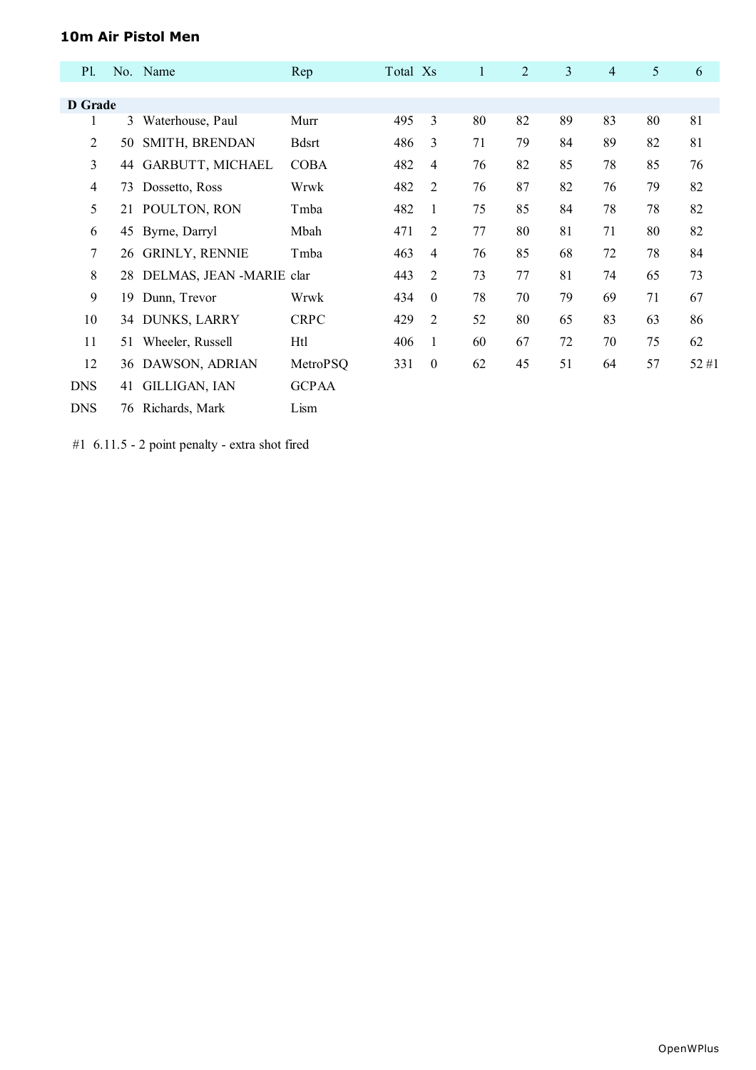### 10m Air Pistol Men

| Pl. | No. | Name | Rep | Total | Xs | 1 | 2 | 3 | 4 | 5 | 6 |
|---|---|---|---|---|---|---|---|---|---|---|---|
| **D Grade** | | | | | | | | | | | |
| 1 | 3 | Waterhouse, Paul | Murr | 495 | 3 | 80 | 82 | 89 | 83 | 80 | 81 |
| 2 | 50 | SMITH, BRENDAN | Bdsrt | 486 | 3 | 71 | 79 | 84 | 89 | 82 | 81 |
| 3 | 44 | GARBUTT, MICHAEL | COBA | 482 | 4 | 76 | 82 | 85 | 78 | 85 | 76 |
| 4 | 73 | Dossetto, Ross | Wrwk | 482 | 2 | 76 | 87 | 82 | 76 | 79 | 82 |
| 5 | 21 | POULTON, RON | Tmba | 482 | 1 | 75 | 85 | 84 | 78 | 78 | 82 |
| 6 | 45 | Byrne, Darryl | Mbah | 471 | 2 | 77 | 80 | 81 | 71 | 80 | 82 |
| 7 | 26 | GRINLY, RENNIE | Tmba | 463 | 4 | 76 | 85 | 68 | 72 | 78 | 84 |
| 8 | 28 | DELMAS, JEAN -MARIE | clar | 443 | 2 | 73 | 77 | 81 | 74 | 65 | 73 |
| 9 | 19 | Dunn, Trevor | Wrwk | 434 | 0 | 78 | 70 | 79 | 69 | 71 | 67 |
| 10 | 34 | DUNKS, LARRY | CRPC | 429 | 2 | 52 | 80 | 65 | 83 | 63 | 86 |
| 11 | 51 | Wheeler, Russell | Htl | 406 | 1 | 60 | 67 | 72 | 70 | 75 | 62 |
| 12 | 36 | DAWSON, ADRIAN | MetroPSQ | 331 | 0 | 62 | 45 | 51 | 64 | 57 | 52 #1 |
| DNS | 41 | GILLIGAN, IAN | GCPAA | | | | | | | | |
| DNS | 76 | Richards, Mark | Lism | | | | | | | | |

#1 6.11.5 - 2 point penalty - extra shot fired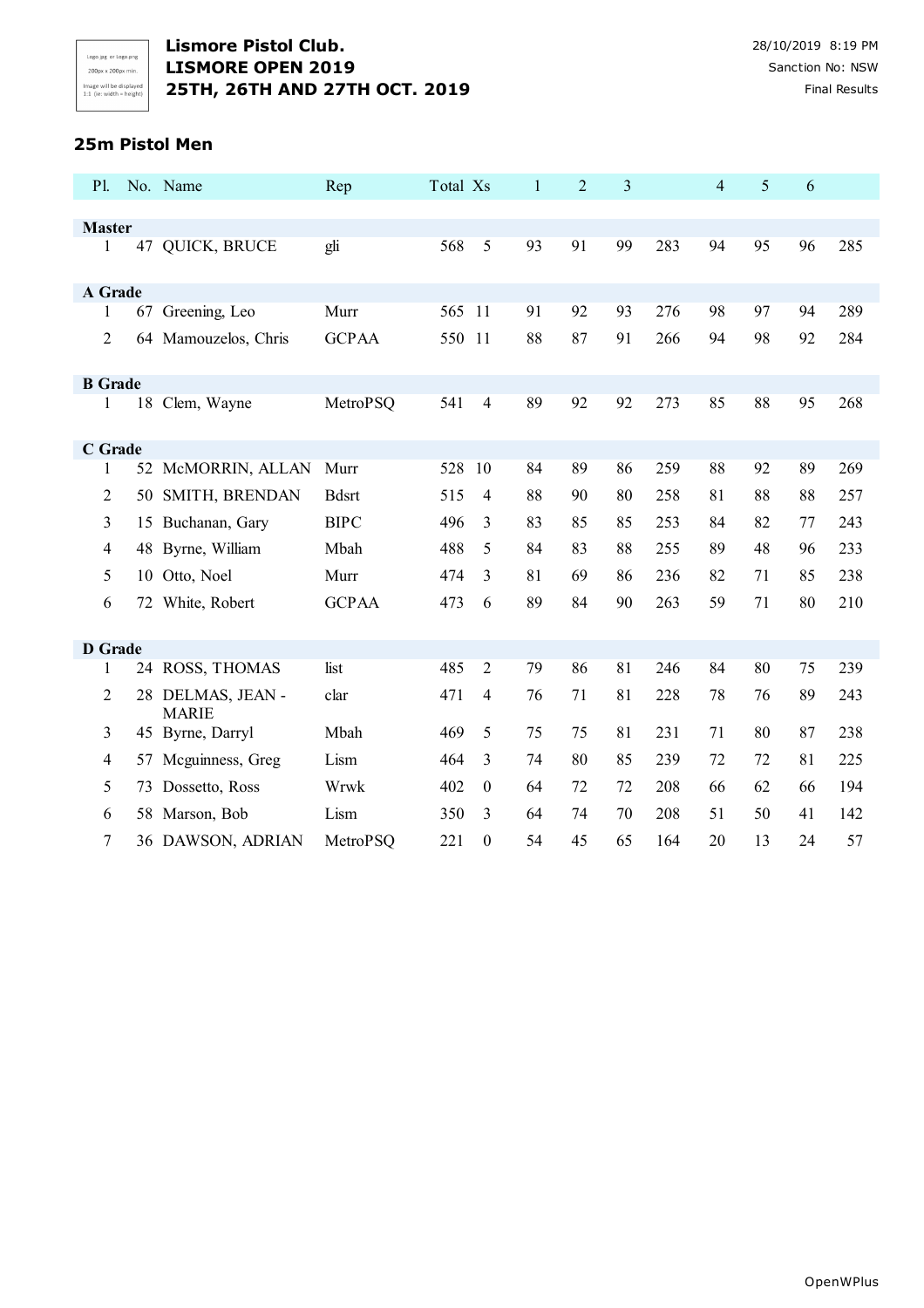**Lismore Pistol Club.**
**LISMORE OPEN 2019**
**25TH, 26TH AND 27TH OCT. 2019**

28/10/2019 8:19 PM
Sanction No: NSW
Final Results

## 25m Pistol Men

| Pl. | No. | Name | Rep | Total | Xs | 1 | 2 | 3 | | 4 | 5 | 6 | |
|---|---|---|---|---|---|---|---|---|---|---|---|---|---|
| **Master** | | | | | | | | | | | | | |
| 1 | 47 | QUICK, BRUCE | gli | 568 | 5 | 93 | 91 | 99 | 283 | 94 | 95 | 96 | 285 |
| **A Grade** | | | | | | | | | | | | | |
| 1 | 67 | Greening, Leo | Murr | 565 | 11 | 91 | 92 | 93 | 276 | 98 | 97 | 94 | 289 |
| 2 | 64 | Mamouzelos, Chris | GCPAA | 550 | 11 | 88 | 87 | 91 | 266 | 94 | 98 | 92 | 284 |
| **B Grade** | | | | | | | | | | | | | |
| 1 | 18 | Clem, Wayne | MetroPSQ | 541 | 4 | 89 | 92 | 92 | 273 | 85 | 88 | 95 | 268 |
| **C Grade** | | | | | | | | | | | | | |
| 1 | 52 | McMORRIN, ALLAN | Murr | 528 | 10 | 84 | 89 | 86 | 259 | 88 | 92 | 89 | 269 |
| 2 | 50 | SMITH, BRENDAN | Bdsrt | 515 | 4 | 88 | 90 | 80 | 258 | 81 | 88 | 88 | 257 |
| 3 | 15 | Buchanan, Gary | BIPC | 496 | 3 | 83 | 85 | 85 | 253 | 84 | 82 | 77 | 243 |
| 4 | 48 | Byrne, William | Mbah | 488 | 5 | 84 | 83 | 88 | 255 | 89 | 48 | 96 | 233 |
| 5 | 10 | Otto, Noel | Murr | 474 | 3 | 81 | 69 | 86 | 236 | 82 | 71 | 85 | 238 |
| 6 | 72 | White, Robert | GCPAA | 473 | 6 | 89 | 84 | 90 | 263 | 59 | 71 | 80 | 210 |
| **D Grade** | | | | | | | | | | | | | |
| 1 | 24 | ROSS, THOMAS | list | 485 | 2 | 79 | 86 | 81 | 246 | 84 | 80 | 75 | 239 |
| 2 | 28 | DELMAS, JEAN - MARIE | clar | 471 | 4 | 76 | 71 | 81 | 228 | 78 | 76 | 89 | 243 |
| 3 | 45 | Byrne, Darryl | Mbah | 469 | 5 | 75 | 75 | 81 | 231 | 71 | 80 | 87 | 238 |
| 4 | 57 | Mcguinness, Greg | Lism | 464 | 3 | 74 | 80 | 85 | 239 | 72 | 72 | 81 | 225 |
| 5 | 73 | Dossetto, Ross | Wrwk | 402 | 0 | 64 | 72 | 72 | 208 | 66 | 62 | 66 | 194 |
| 6 | 58 | Marson, Bob | Lism | 350 | 3 | 64 | 74 | 70 | 208 | 51 | 50 | 41 | 142 |
| 7 | 36 | DAWSON, ADRIAN | MetroPSQ | 221 | 0 | 54 | 45 | 65 | 164 | 20 | 13 | 24 | 57 |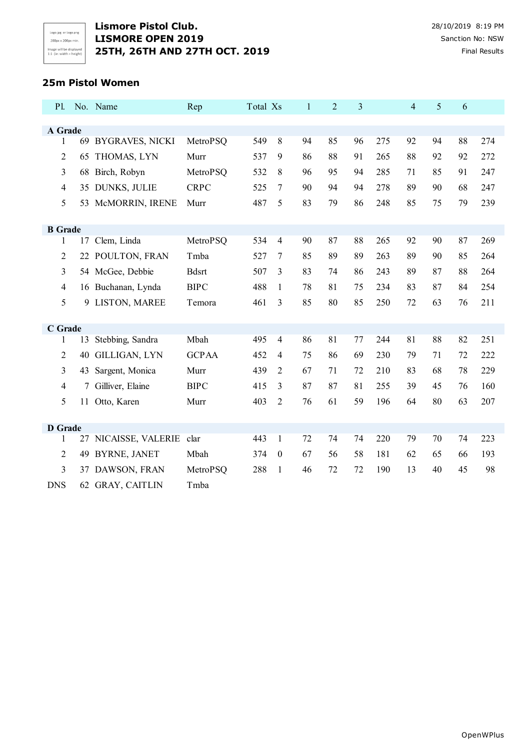**Lismore Pistol Club.**
**LISMORE OPEN 2019**
**25TH, 26TH AND 27TH OCT. 2019**

28/10/2019 8:19 PM
Sanction No: NSW
Final Results

## 25m Pistol Women

| Pl. | No. | Name | Rep | Total | Xs | 1 | 2 | 3 | | 4 | 5 | 6 | |
|---|---|---|---|---|---|---|---|---|---|---|---|---|---|
| **A Grade** | | | | | | | | | | | | | |
| 1 | 69 | BYGRAVES, NICKI | MetroPSQ | 549 | 8 | 94 | 85 | 96 | 275 | 92 | 94 | 88 | 274 |
| 2 | 65 | THOMAS, LYN | Murr | 537 | 9 | 86 | 88 | 91 | 265 | 88 | 92 | 92 | 272 |
| 3 | 68 | Birch, Robyn | MetroPSQ | 532 | 8 | 96 | 95 | 94 | 285 | 71 | 85 | 91 | 247 |
| 4 | 35 | DUNKS, JULIE | CRPC | 525 | 7 | 90 | 94 | 94 | 278 | 89 | 90 | 68 | 247 |
| 5 | 53 | McMORRIN, IRENE | Murr | 487 | 5 | 83 | 79 | 86 | 248 | 85 | 75 | 79 | 239 |
| **B Grade** | | | | | | | | | | | | | |
| 1 | 17 | Clem, Linda | MetroPSQ | 534 | 4 | 90 | 87 | 88 | 265 | 92 | 90 | 87 | 269 |
| 2 | 22 | POULTON, FRAN | Tmba | 527 | 7 | 85 | 89 | 89 | 263 | 89 | 90 | 85 | 264 |
| 3 | 54 | McGee, Debbie | Bdsrt | 507 | 3 | 83 | 74 | 86 | 243 | 89 | 87 | 88 | 264 |
| 4 | 16 | Buchanan, Lynda | BIPC | 488 | 1 | 78 | 81 | 75 | 234 | 83 | 87 | 84 | 254 |
| 5 | 9 | LISTON, MAREE | Temora | 461 | 3 | 85 | 80 | 85 | 250 | 72 | 63 | 76 | 211 |
| **C Grade** | | | | | | | | | | | | | |
| 1 | 13 | Stebbing, Sandra | Mbah | 495 | 4 | 86 | 81 | 77 | 244 | 81 | 88 | 82 | 251 |
| 2 | 40 | GILLIGAN, LYN | GCPAA | 452 | 4 | 75 | 86 | 69 | 230 | 79 | 71 | 72 | 222 |
| 3 | 43 | Sargent, Monica | Murr | 439 | 2 | 67 | 71 | 72 | 210 | 83 | 68 | 78 | 229 |
| 4 | 7 | Gilliver, Elaine | BIPC | 415 | 3 | 87 | 87 | 81 | 255 | 39 | 45 | 76 | 160 |
| 5 | 11 | Otto, Karen | Murr | 403 | 2 | 76 | 61 | 59 | 196 | 64 | 80 | 63 | 207 |
| **D Grade** | | | | | | | | | | | | | |
| 1 | 27 | NICAISSE, VALERIE | clar | 443 | 1 | 72 | 74 | 74 | 220 | 79 | 70 | 74 | 223 |
| 2 | 49 | BYRNE, JANET | Mbah | 374 | 0 | 67 | 56 | 58 | 181 | 62 | 65 | 66 | 193 |
| 3 | 37 | DAWSON, FRAN | MetroPSQ | 288 | 1 | 46 | 72 | 72 | 190 | 13 | 40 | 45 | 98 |
| DNS | 62 | GRAY, CAITLIN | Tmba | | | | | | | | | | |

OpenWPlus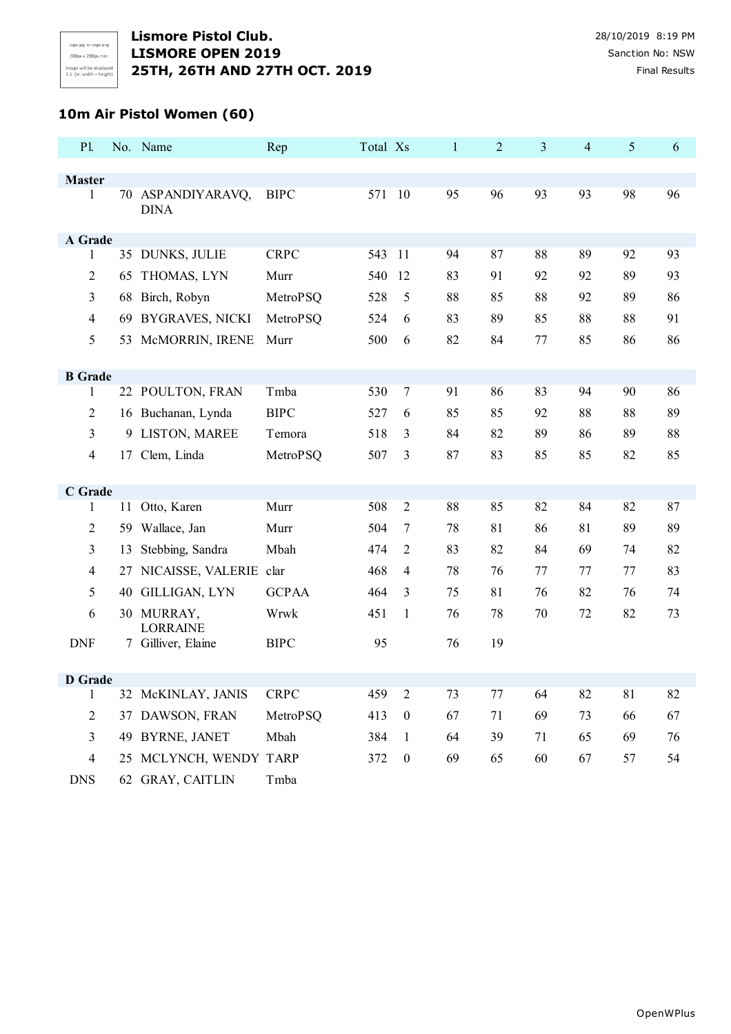**Lismore Pistol Club.**
**LISMORE OPEN 2019**
**25TH, 26TH AND 27TH OCT. 2019**

28/10/2019 8:19 PM
Sanction No: NSW
Final Results

### 10m Air Pistol Women (60)

| Pl. | No. | Name | Rep | Total | Xs | 1 | 2 | 3 | 4 | 5 | 6 |
|---|---|---|---|---|---|---|---|---|---|---|---|
| **Master** | | | | | | | | | | | |
| 1 | 70 | ASPANDIYARAVQ, DINA | BIPC | 571 | 10 | 95 | 96 | 93 | 93 | 98 | 96 |
| **A Grade** | | | | | | | | | | | |
| 1 | 35 | DUNKS, JULIE | CRPC | 543 | 11 | 94 | 87 | 88 | 89 | 92 | 93 |
| 2 | 65 | THOMAS, LYN | Murr | 540 | 12 | 83 | 91 | 92 | 92 | 89 | 93 |
| 3 | 68 | Birch, Robyn | MetroPSQ | 528 | 5 | 88 | 85 | 88 | 92 | 89 | 86 |
| 4 | 69 | BYGRAVES, NICKI | MetroPSQ | 524 | 6 | 83 | 89 | 85 | 88 | 88 | 91 |
| 5 | 53 | McMORRIN, IRENE | Murr | 500 | 6 | 82 | 84 | 77 | 85 | 86 | 86 |
| **B Grade** | | | | | | | | | | | |
| 1 | 22 | POULTON, FRAN | Tmba | 530 | 7 | 91 | 86 | 83 | 94 | 90 | 86 |
| 2 | 16 | Buchanan, Lynda | BIPC | 527 | 6 | 85 | 85 | 92 | 88 | 88 | 89 |
| 3 | 9 | LISTON, MAREE | Temora | 518 | 3 | 84 | 82 | 89 | 86 | 89 | 88 |
| 4 | 17 | Clem, Linda | MetroPSQ | 507 | 3 | 87 | 83 | 85 | 85 | 82 | 85 |
| **C Grade** | | | | | | | | | | | |
| 1 | 11 | Otto, Karen | Murr | 508 | 2 | 88 | 85 | 82 | 84 | 82 | 87 |
| 2 | 59 | Wallace, Jan | Murr | 504 | 7 | 78 | 81 | 86 | 81 | 89 | 89 |
| 3 | 13 | Stebbing, Sandra | Mbah | 474 | 2 | 83 | 82 | 84 | 69 | 74 | 82 |
| 4 | 27 | NICAISSE, VALERIE | clar | 468 | 4 | 78 | 76 | 77 | 77 | 77 | 83 |
| 5 | 40 | GILLIGAN, LYN | GCPAA | 464 | 3 | 75 | 81 | 76 | 82 | 76 | 74 |
| 6 | 30 | MURRAY, LORRAINE | Wrwk | 451 | 1 | 76 | 78 | 70 | 72 | 82 | 73 |
| DNF | 7 | Gilliver, Elaine | BIPC | 95 | | 76 | 19 | | | | |
| **D Grade** | | | | | | | | | | | |
| 1 | 32 | McKINLAY, JANIS | CRPC | 459 | 2 | 73 | 77 | 64 | 82 | 81 | 82 |
| 2 | 37 | DAWSON, FRAN | MetroPSQ | 413 | 0 | 67 | 71 | 69 | 73 | 66 | 67 |
| 3 | 49 | BYRNE, JANET | Mbah | 384 | 1 | 64 | 39 | 71 | 65 | 69 | 76 |
| 4 | 25 | MCLYNCH, WENDY | TARP | 372 | 0 | 69 | 65 | 60 | 67 | 57 | 54 |
| DNS | 62 | GRAY, CAITLIN | Tmba | | | | | | | | |

OpenWPlus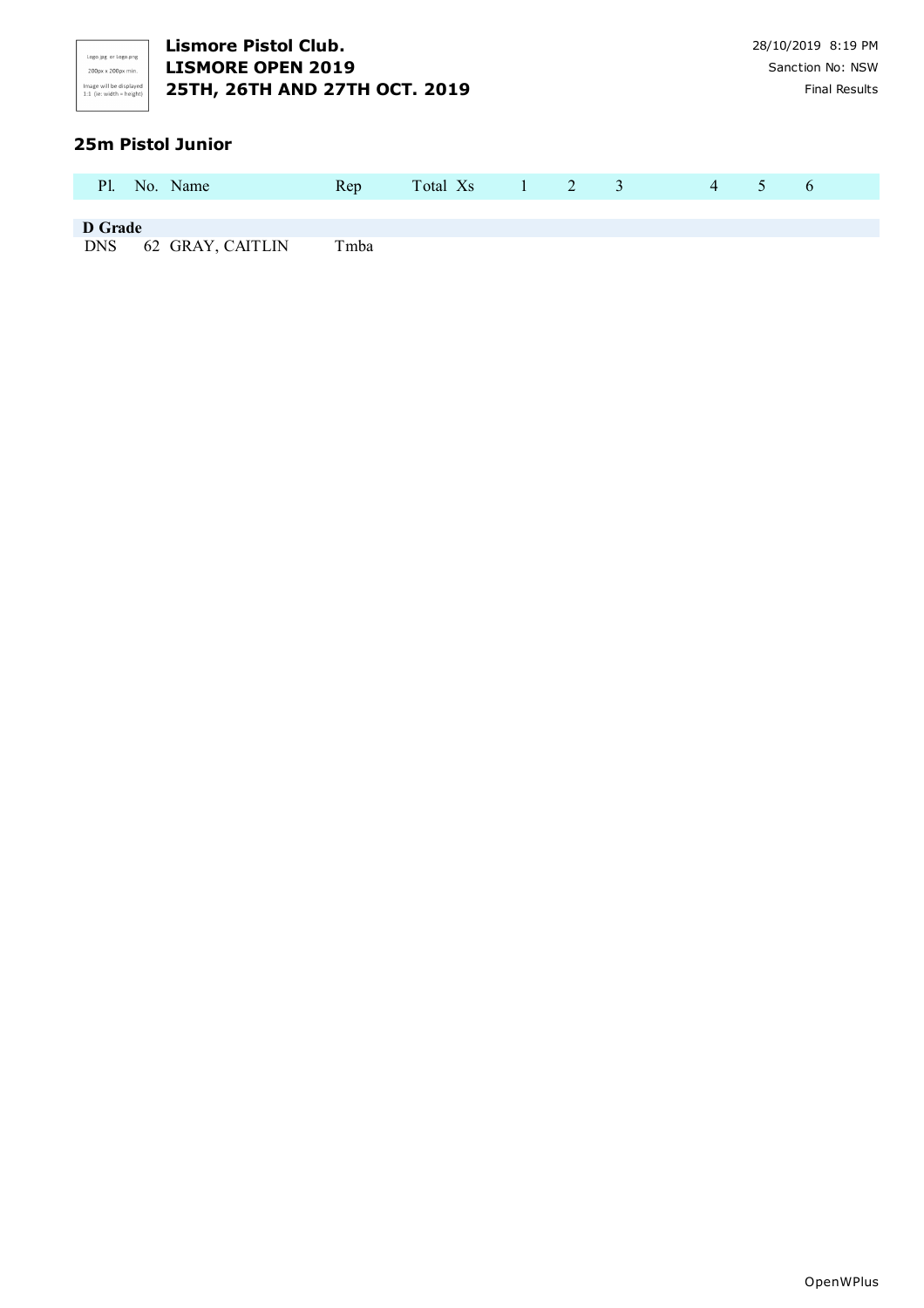**Lismore Pistol Club.**
**LISMORE OPEN 2019**
**25TH, 26TH AND 27TH OCT. 2019**

28/10/2019 8:19 PM
Sanction No: NSW
Final Results

## 25m Pistol Junior

| Pl. | No. | Name | Rep | Total | Xs | 1 | 2 | 3 | 4 | 5 | 6 |
|---|---|---|---|---|---|---|---|---|---|---|---|
| **D Grade** | | | | | | | | | | | |
| DNS | 62 | GRAY, CAITLIN | Tmba | | | | | | | | |

OpenWPlus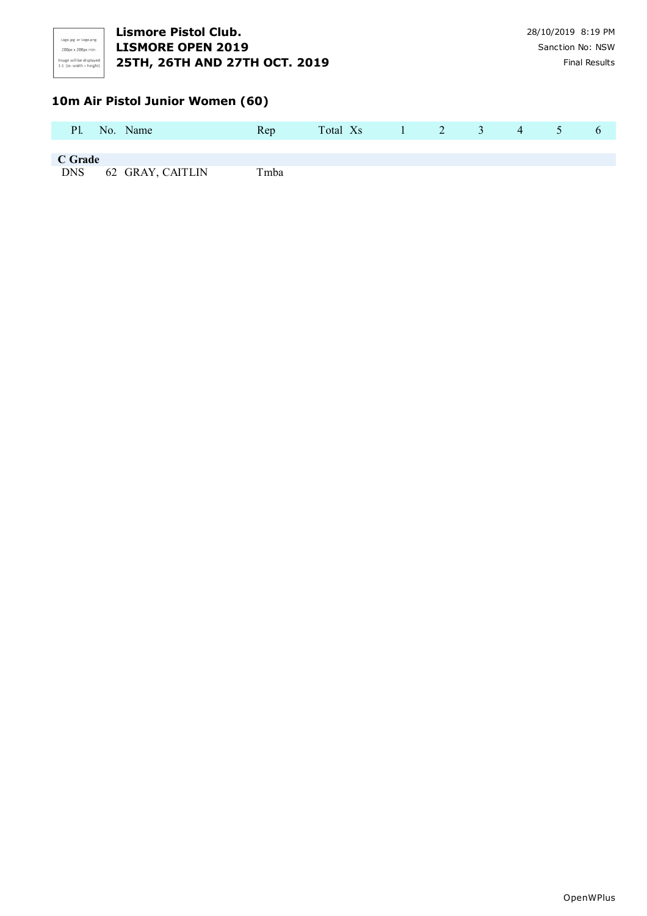**Lismore Pistol Club.**
**LISMORE OPEN 2019**
**25TH, 26TH AND 27TH OCT. 2019**

28/10/2019 8:19 PM
Sanction No: NSW
Final Results

## 10m Air Pistol Junior Women (60)

| Pl. | No. | Name | Rep | Total | Xs | 1 | 2 | 3 | 4 | 5 | 6 |
|---|---|---|---|---|---|---|---|---|---|---|---|
| **C Grade** | | | | | | | | | | | |
| DNS | 62 | GRAY, CAITLIN | Tmba | | | | | | | | |